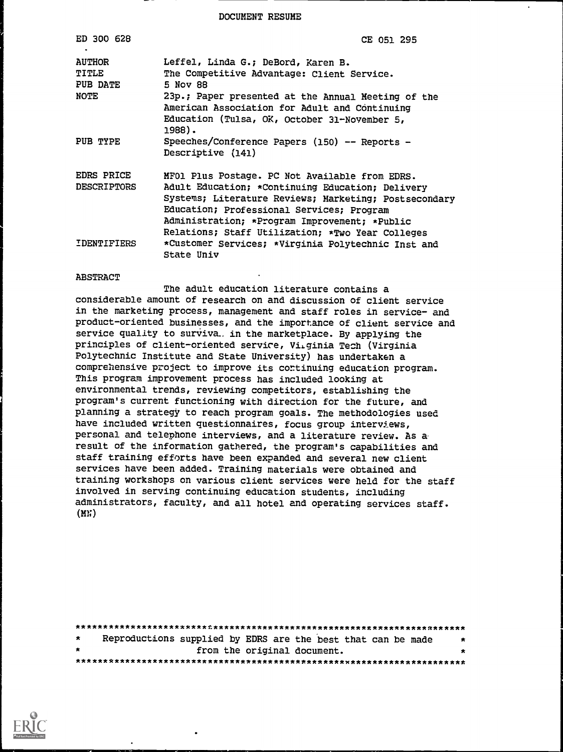DOCUMENT RESUME

| | |
|---|---|
| ED 300 628 | CE 051 295 |
| AUTHOR | Leffel, Linda G.; DeBord, Karen B. |
| TITLE | The Competitive Advantage: Client Service. |
| PUB DATE | 5 Nov 88 |
| NOTE | 23p.; Paper presented at the Annual Meeting of the American Association for Adult and Continuing Education (Tulsa, OK, October 31-November 5, 1988). |
| PUB TYPE | Speeches/Conference Papers (150) -- Reports - Descriptive (141) |
| EDRS PRICE | MF01 Plus Postage. PC Not Available from EDRS. |
| DESCRIPTORS | Adult Education; *Continuing Education; Delivery Systems; Literature Reviews; Marketing; Postsecondary Education; Professional Services; Program Administration; *Program Improvement; *Public Relations; Staff Utilization; *Two Year Colleges |
| IDENTIFIERS | *Customer Services; *Virginia Polytechnic Inst and State Univ |

ABSTRACT

The adult education literature contains a considerable amount of research on and discussion of client service in the marketing process, management and staff roles in service- and product-oriented businesses, and the importance of client service and service quality to survival in the marketplace. By applying the principles of client-oriented service, Virginia Tech (Virginia Polytechnic Institute and State University) has undertaken a comprehensive project to improve its continuing education program. This program improvement process has included looking at environmental trends, reviewing competitors, establishing the program's current functioning with direction for the future, and planning a strategy to reach program goals. The methodologies used have included written questionnaires, focus group interviews, personal and telephone interviews, and a literature review. As a result of the information gathered, the program's capabilities and staff training efforts have been expanded and several new client services have been added. Training materials were obtained and training workshops on various client services were held for the staff involved in serving continuing education students, including administrators, faculty, and all hotel and operating services staff. (MN)

***********************************************************************
* Reproductions supplied by EDRS are the best that can be made *
* from the original document. *
***********************************************************************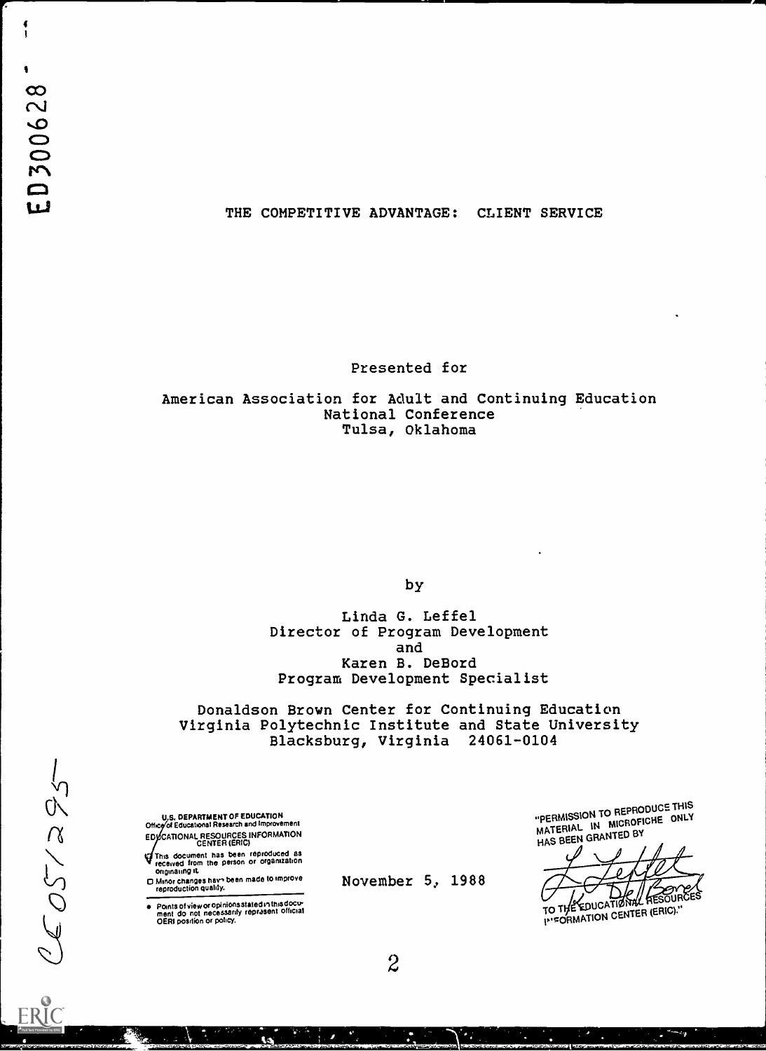ED300628

# THE COMPETITIVE ADVANTAGE: CLIENT SERVICE

Presented for

American Association for Adult and Continuing Education
National Conference
Tulsa, Oklahoma

by

Linda G. Leffel
Director of Program Development
and
Karen B. DeBord
Program Development Specialist

Donaldson Brown Center for Continuing Education
Virginia Polytechnic Institute and State University
Blacksburg, Virginia 24061-0104

U.S. DEPARTMENT OF EDUCATION
Office of Educational Research and Improvement
EDUCATIONAL RESOURCES INFORMATION CENTER (ERIC)

- This document has been reproduced as received from the person or organization originating it.
- Minor changes have been made to improve reproduction quality.
- Points of view or opinions stated in this document do not necessarily represent official OERI position or policy.

November 5, 1988

"PERMISSION TO REPRODUCE THIS MATERIAL IN MICROFICHE ONLY HAS BEEN GRANTED BY
L. Leffel
K. DeBord
TO THE EDUCATIONAL RESOURCES INFORMATION CENTER (ERIC)."

CE051295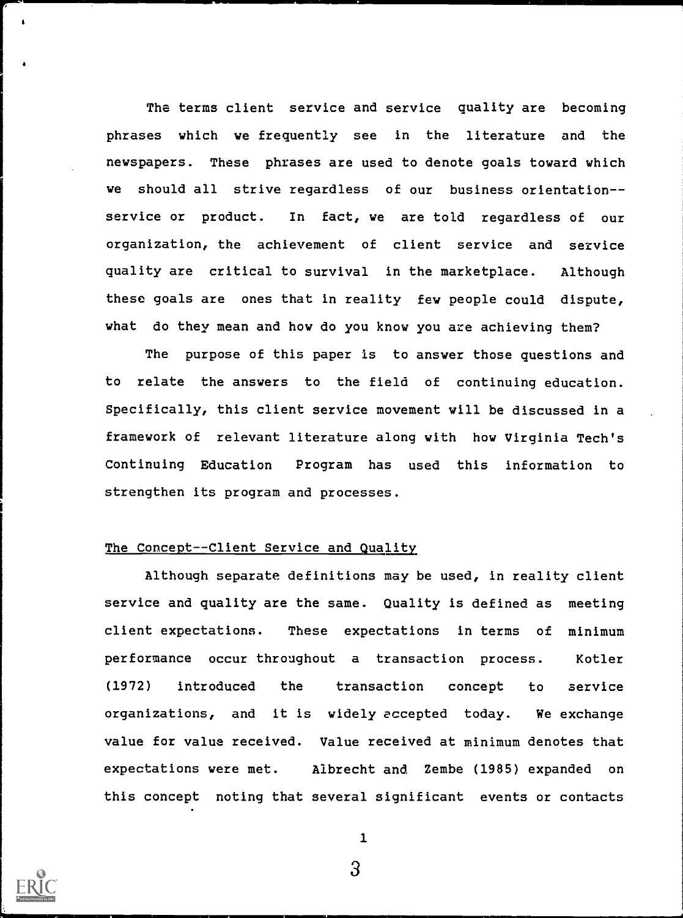The terms client service and service quality are becoming phrases which we frequently see in the literature and the newspapers. These phrases are used to denote goals toward which we should all strive regardless of our business orientation--service or product. In fact, we are told regardless of our organization, the achievement of client service and service quality are critical to survival in the marketplace. Although these goals are ones that in reality few people could dispute, what do they mean and how do you know you are achieving them?

The purpose of this paper is to answer those questions and to relate the answers to the field of continuing education. Specifically, this client service movement will be discussed in a framework of relevant literature along with how Virginia Tech's Continuing Education Program has used this information to strengthen its program and processes.

## The Concept--Client Service and Quality

Although separate definitions may be used, in reality client service and quality are the same. Quality is defined as meeting client expectations. These expectations in terms of minimum performance occur throughout a transaction process. Kotler (1972) introduced the transaction concept to service organizations, and it is widely accepted today. We exchange value for value received. Value received at minimum denotes that expectations were met. Albrecht and Zembe (1985) expanded on this concept noting that several significant events or contacts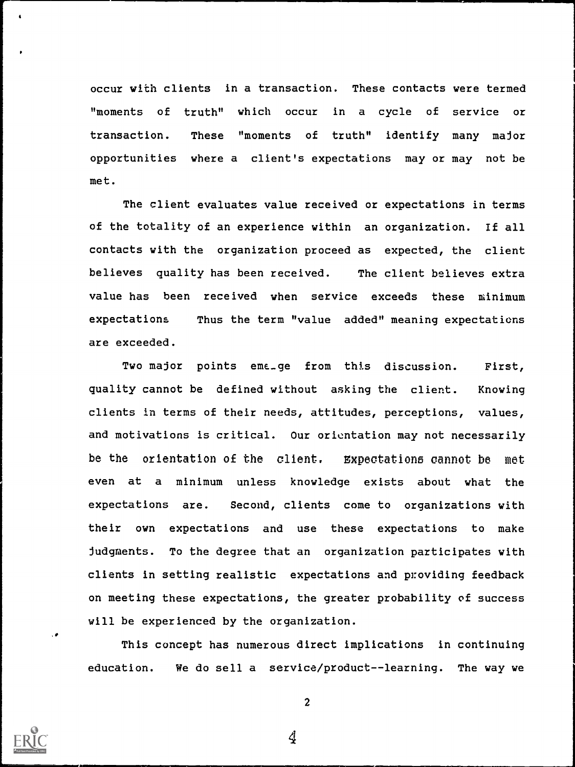occur with clients in a transaction. These contacts were termed "moments of truth" which occur in a cycle of service or transaction. These "moments of truth" identify many major opportunities where a client's expectations may or may not be met.

The client evaluates value received or expectations in terms of the totality of an experience within an organization. If all contacts with the organization proceed as expected, the client believes quality has been received. The client believes extra value has been received when service exceeds these minimum expectations Thus the term "value added" meaning expectations are exceeded.

Two major points emerge from this discussion. First, quality cannot be defined without asking the client. Knowing clients in terms of their needs, attitudes, perceptions, values, and motivations is critical. Our orientation may not necessarily be the orientation of the client. Expectations cannot be met even at a minimum unless knowledge exists about what the expectations are. Second, clients come to organizations with their own expectations and use these expectations to make judgments. To the degree that an organization participates with clients in setting realistic expectations and providing feedback on meeting these expectations, the greater probability of success will be experienced by the organization.

This concept has numerous direct implications in continuing education. We do sell a service/product--learning. The way we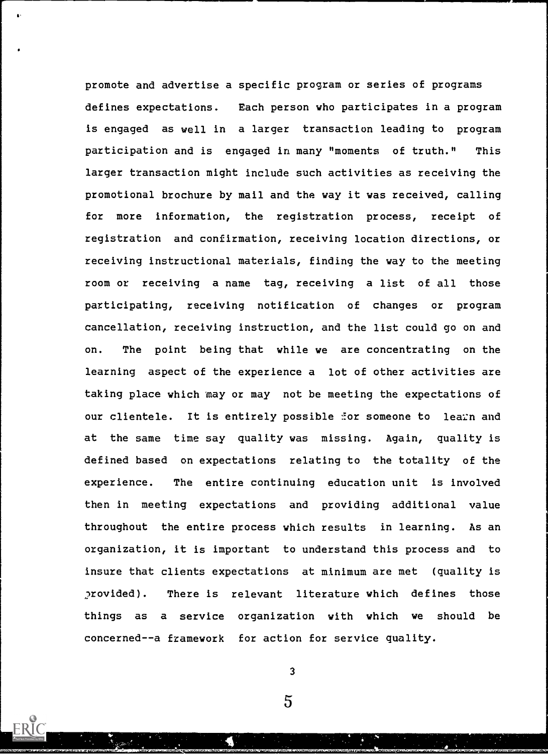promote and advertise a specific program or series of programs defines expectations. Each person who participates in a program is engaged as well in a larger transaction leading to program participation and is engaged in many "moments of truth." This larger transaction might include such activities as receiving the promotional brochure by mail and the way it was received, calling for more information, the registration process, receipt of registration and confirmation, receiving location directions, or receiving instructional materials, finding the way to the meeting room or receiving a name tag, receiving a list of all those participating, receiving notification of changes or program cancellation, receiving instruction, and the list could go on and on. The point being that while we are concentrating on the learning aspect of the experience a lot of other activities are taking place which may or may not be meeting the expectations of our clientele. It is entirely possible for someone to learn and at the same time say quality was missing. Again, quality is defined based on expectations relating to the totality of the experience. The entire continuing education unit is involved then in meeting expectations and providing additional value throughout the entire process which results in learning. As an organization, it is important to understand this process and to insure that clients expectations at minimum are met (quality is provided). There is relevant literature which defines those things as a service organization with which we should be concerned--a framework for action for service quality.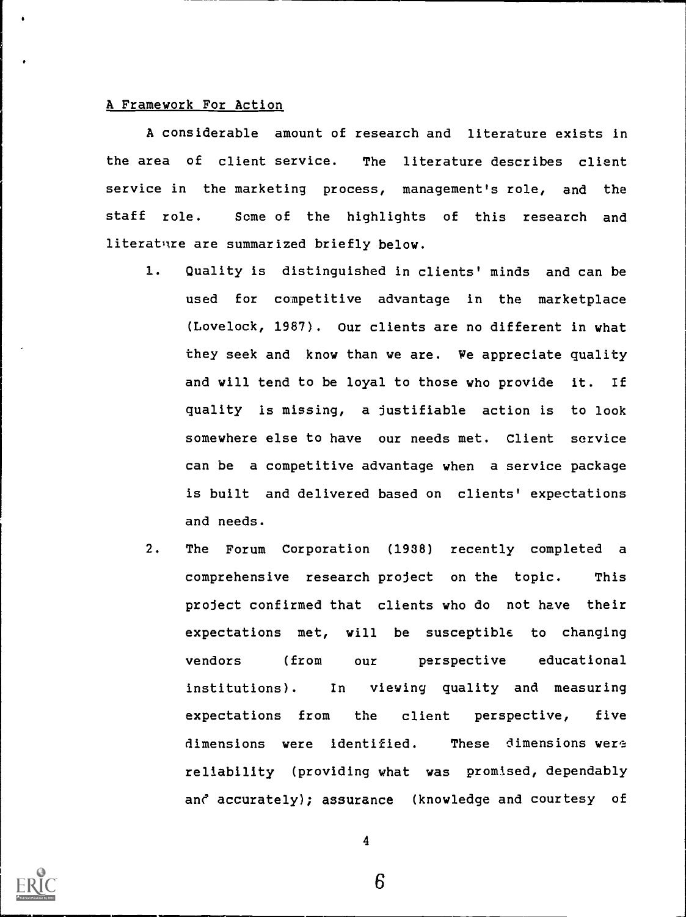A Framework For Action

A considerable amount of research and literature exists in the area of client service. The literature describes client service in the marketing process, management's role, and the staff role. Some of the highlights of this research and literature are summarized briefly below.

1. Quality is distinguished in clients' minds and can be used for competitive advantage in the marketplace (Lovelock, 1987). Our clients are no different in what they seek and know than we are. We appreciate quality and will tend to be loyal to those who provide it. If quality is missing, a justifiable action is to look somewhere else to have our needs met. Client service can be a competitive advantage when a service package is built and delivered based on clients' expectations and needs.

2. The Forum Corporation (1988) recently completed a comprehensive research project on the topic. This project confirmed that clients who do not have their expectations met, will be susceptible to changing vendors (from our perspective educational institutions). In viewing quality and measuring expectations from the client perspective, five dimensions were identified. These dimensions were reliability (providing what was promised, dependably and accurately); assurance (knowledge and courtesy of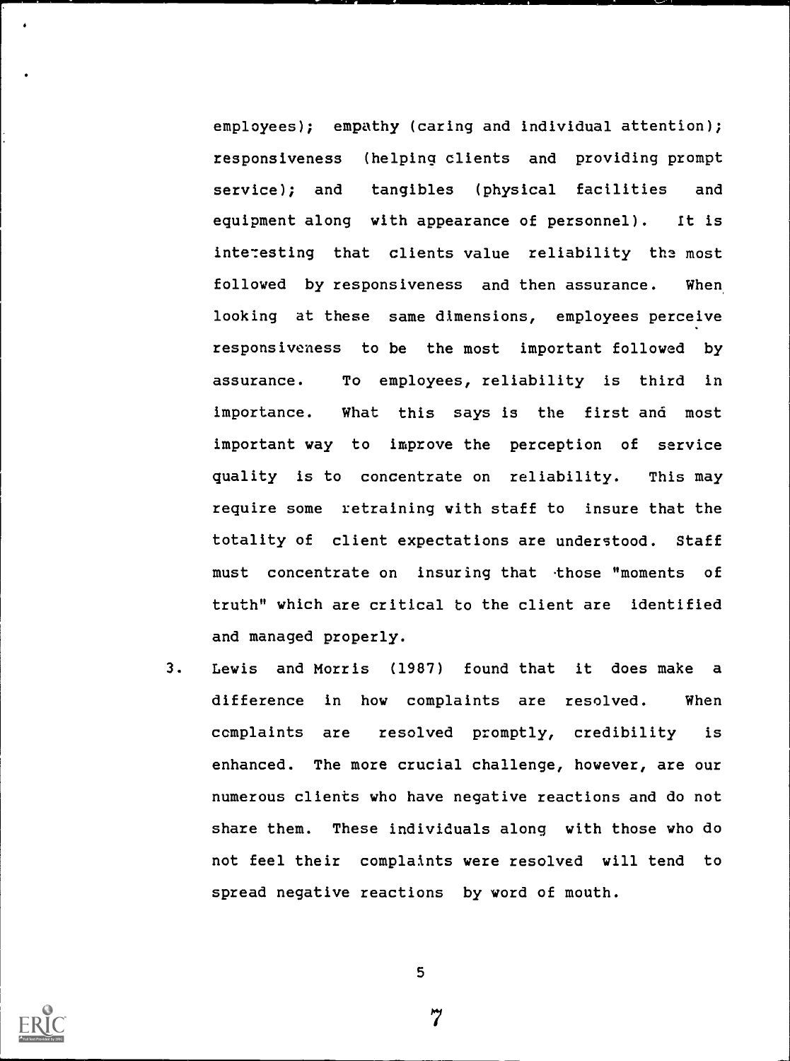employees); empathy (caring and individual attention); responsiveness (helping clients and providing prompt service); and tangibles (physical facilities and equipment along with appearance of personnel). It is interesting that clients value reliability the most followed by responsiveness and then assurance. When looking at these same dimensions, employees perceive responsiveness to be the most important followed by assurance. To employees, reliability is third in importance. What this says is the first and most important way to improve the perception of service quality is to concentrate on reliability. This may require some retraining with staff to insure that the totality of client expectations are understood. Staff must concentrate on insuring that those "moments of truth" which are critical to the client are identified and managed properly.

3. Lewis and Morris (1987) found that it does make a difference in how complaints are resolved. When complaints are resolved promptly, credibility is enhanced. The more crucial challenge, however, are our numerous clients who have negative reactions and do not share them. These individuals along with those who do not feel their complaints were resolved will tend to spread negative reactions by word of mouth.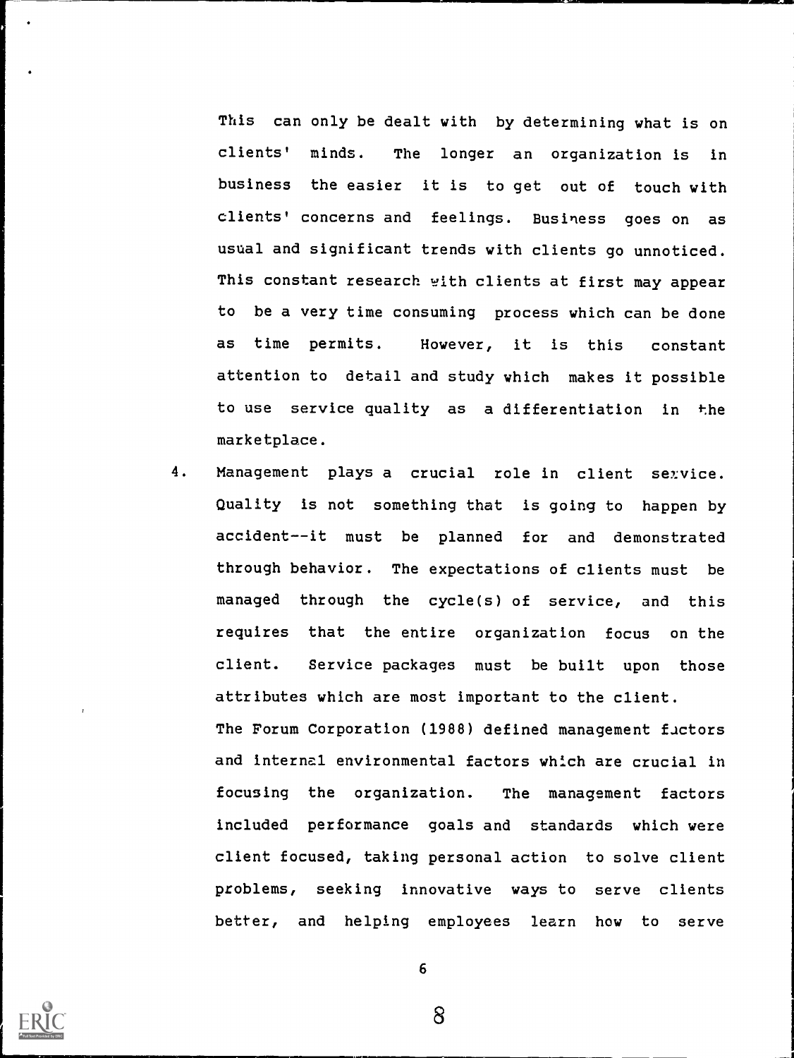This can only be dealt with by determining what is on clients' minds. The longer an organization is in business the easier it is to get out of touch with clients' concerns and feelings. Business goes on as usual and significant trends with clients go unnoticed. This constant research with clients at first may appear to be a very time consuming process which can be done as time permits. However, it is this constant attention to detail and study which makes it possible to use service quality as a differentiation in the marketplace.

4. Management plays a crucial role in client service. Quality is not something that is going to happen by accident--it must be planned for and demonstrated through behavior. The expectations of clients must be managed through the cycle(s) of service, and this requires that the entire organization focus on the client. Service packages must be built upon those attributes which are most important to the client.

   The Forum Corporation (1988) defined management factors and internal environmental factors which are crucial in focusing the organization. The management factors included performance goals and standards which were client focused, taking personal action to solve client problems, seeking innovative ways to serve clients better, and helping employees learn how to serve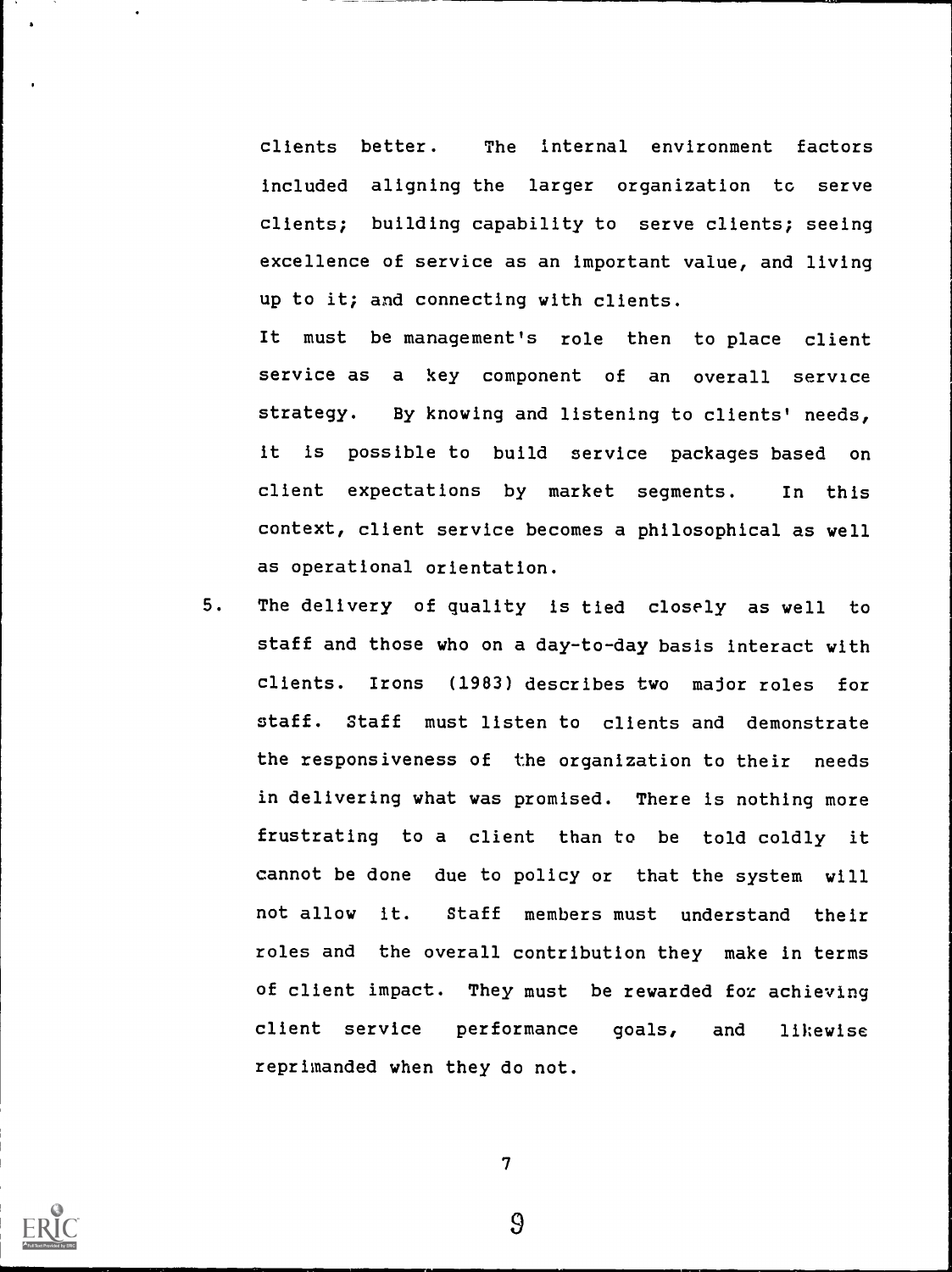clients better. The internal environment factors included aligning the larger organization to serve clients; building capability to serve clients; seeing excellence of service as an important value, and living up to it; and connecting with clients.

It must be management's role then to place client service as a key component of an overall service strategy. By knowing and listening to clients' needs, it is possible to build service packages based on client expectations by market segments. In this context, client service becomes a philosophical as well as operational orientation.

5. The delivery of quality is tied closely as well to staff and those who on a day-to-day basis interact with clients. Irons (1983) describes two major roles for staff. Staff must listen to clients and demonstrate the responsiveness of the organization to their needs in delivering what was promised. There is nothing more frustrating to a client than to be told coldly it cannot be done due to policy or that the system will not allow it. Staff members must understand their roles and the overall contribution they make in terms of client impact. They must be rewarded for achieving client service performance goals, and likewise reprimanded when they do not.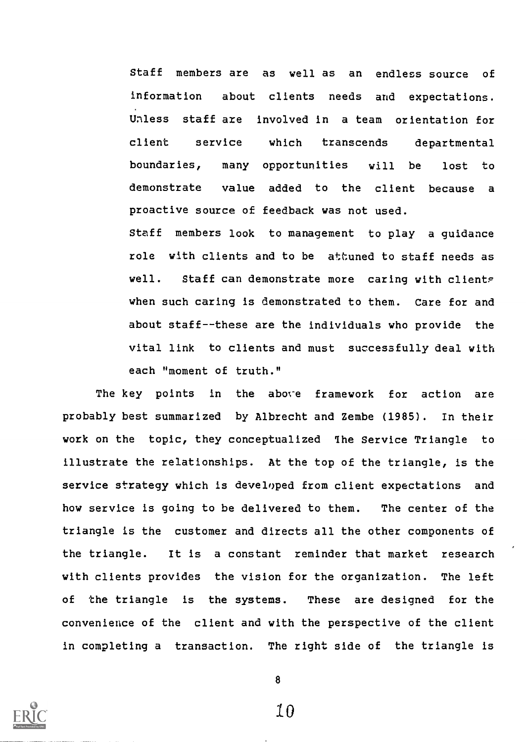Staff members are as well as an endless source of information about clients needs and expectations. Unless staff are involved in a team orientation for client service which transcends departmental boundaries, many opportunities will be lost to demonstrate value added to the client because a proactive source of feedback was not used.

Staff members look to management to play a guidance role with clients and to be attuned to staff needs as well. Staff can demonstrate more caring with clients when such caring is demonstrated to them. Care for and about staff--these are the individuals who provide the vital link to clients and must successfully deal with each "moment of truth."

The key points in the above framework for action are probably best summarized by Albrecht and Zembe (1985). In their work on the topic, they conceptualized The Service Triangle to illustrate the relationships. At the top of the triangle, is the service strategy which is developed from client expectations and how service is going to be delivered to them. The center of the triangle is the customer and directs all the other components of the triangle. It is a constant reminder that market research with clients provides the vision for the organization. The left of the triangle is the systems. These are designed for the convenience of the client and with the perspective of the client in completing a transaction. The right side of the triangle is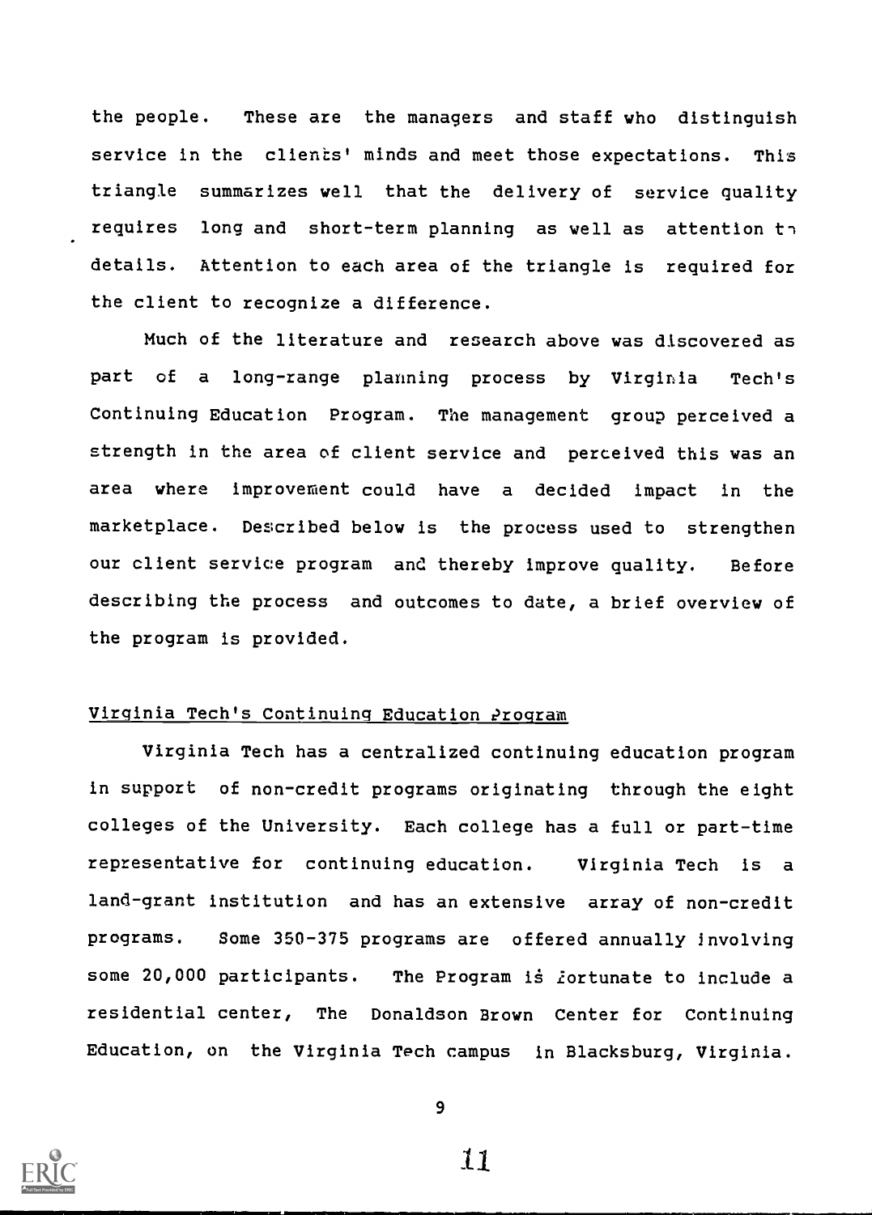the people. These are the managers and staff who distinguish service in the clients' minds and meet those expectations. This triangle summarizes well that the delivery of service quality requires long and short-term planning as well as attention to details. Attention to each area of the triangle is required for the client to recognize a difference.

Much of the literature and research above was discovered as part of a long-range planning process by Virginia Tech's Continuing Education Program. The management group perceived a strength in the area of client service and perceived this was an area where improvement could have a decided impact in the marketplace. Described below is the process used to strengthen our client service program and thereby improve quality. Before describing the process and outcomes to date, a brief overview of the program is provided.

## Virginia Tech's Continuing Education Program

Virginia Tech has a centralized continuing education program in support of non-credit programs originating through the eight colleges of the University. Each college has a full or part-time representative for continuing education. Virginia Tech is a land-grant institution and has an extensive array of non-credit programs. Some 350-375 programs are offered annually involving some 20,000 participants. The Program is fortunate to include a residential center, The Donaldson Brown Center for Continuing Education, on the Virginia Tech campus in Blacksburg, Virginia.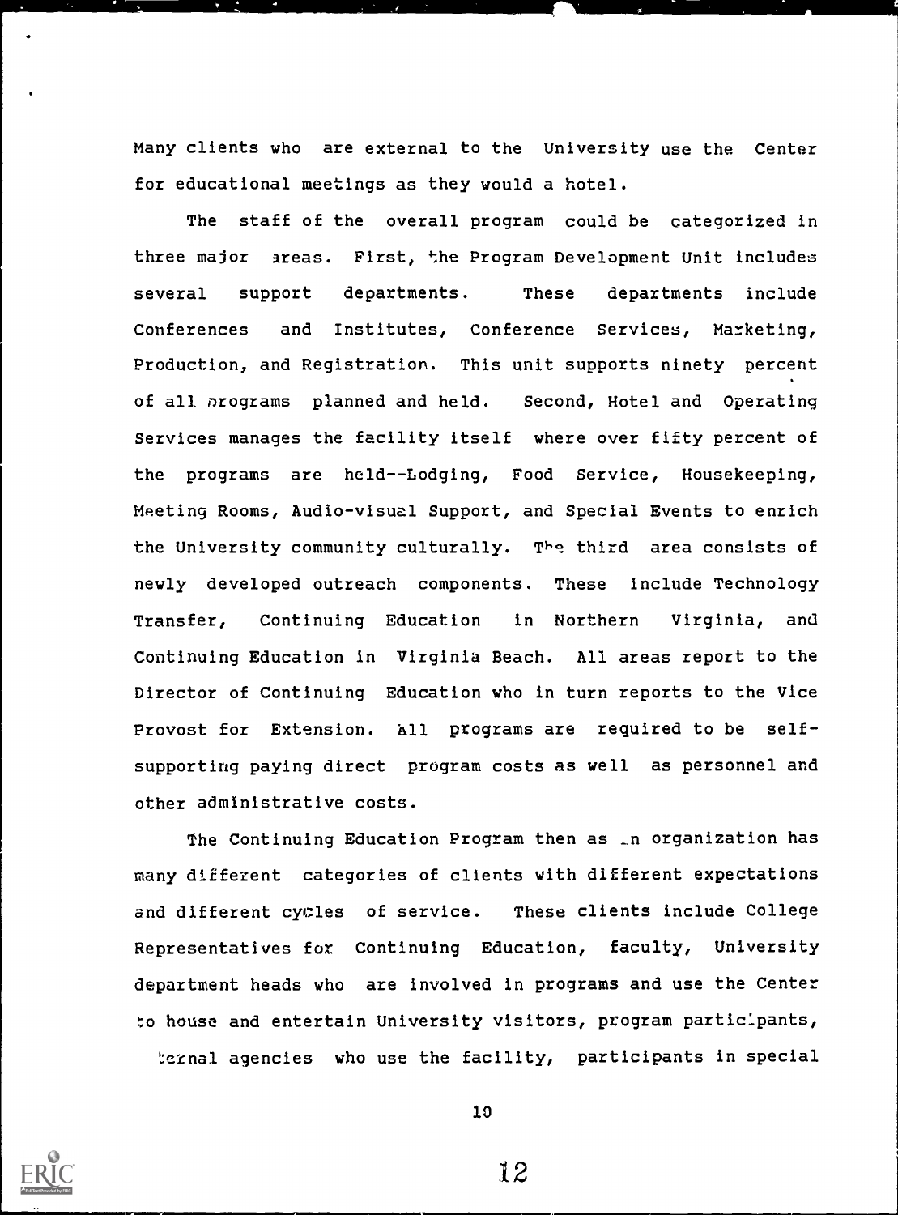Many clients who are external to the University use the Center for educational meetings as they would a hotel.

The staff of the overall program could be categorized in three major areas. First, the Program Development Unit includes several support departments. These departments include Conferences and Institutes, Conference Services, Marketing, Production, and Registration. This unit supports ninety percent of all programs planned and held. Second, Hotel and Operating Services manages the facility itself where over fifty percent of the programs are held--Lodging, Food Service, Housekeeping, Meeting Rooms, Audio-visual Support, and Special Events to enrich the University community culturally. The third area consists of newly developed outreach components. These include Technology Transfer, Continuing Education in Northern Virginia, and Continuing Education in Virginia Beach. All areas report to the Director of Continuing Education who in turn reports to the Vice Provost for Extension. All programs are required to be self-supporting paying direct program costs as well as personnel and other administrative costs.

The Continuing Education Program then as an organization has many different categories of clients with different expectations and different cycles of service. These clients include College Representatives for Continuing Education, faculty, University department heads who are involved in programs and use the Center to house and entertain University visitors, program participants, ternal agencies who use the facility, participants in special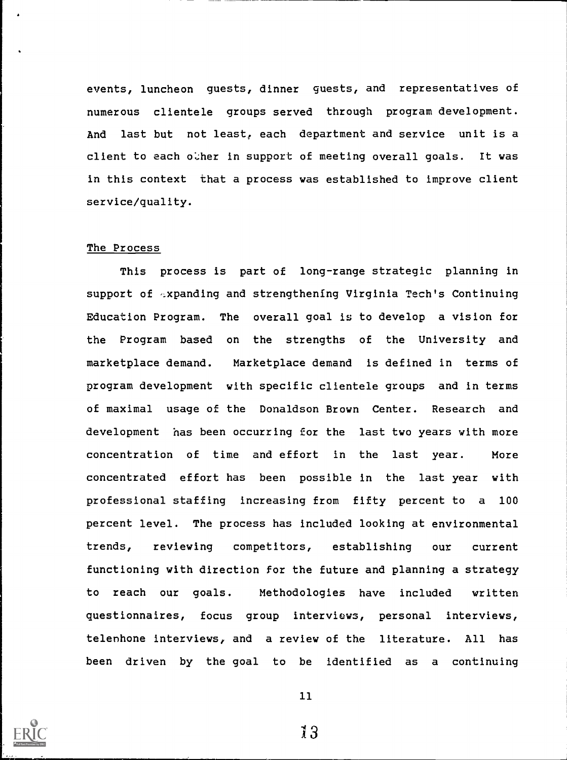events, luncheon guests, dinner guests, and representatives of numerous clientele groups served through program development. And last but not least, each department and service unit is a client to each other in support of meeting overall goals. It was in this context that a process was established to improve client service/quality.

## The Process

This process is part of long-range strategic planning in support of expanding and strengthening Virginia Tech's Continuing Education Program. The overall goal is to develop a vision for the Program based on the strengths of the University and marketplace demand. Marketplace demand is defined in terms of program development with specific clientele groups and in terms of maximal usage of the Donaldson Brown Center. Research and development has been occurring for the last two years with more concentration of time and effort in the last year. More concentrated effort has been possible in the last year with professional staffing increasing from fifty percent to a 100 percent level. The process has included looking at environmental trends, reviewing competitors, establishing our current functioning with direction for the future and planning a strategy to reach our goals. Methodologies have included written questionnaires, focus group interviews, personal interviews, telephone interviews, and a review of the literature. All has been driven by the goal to be identified as a continuing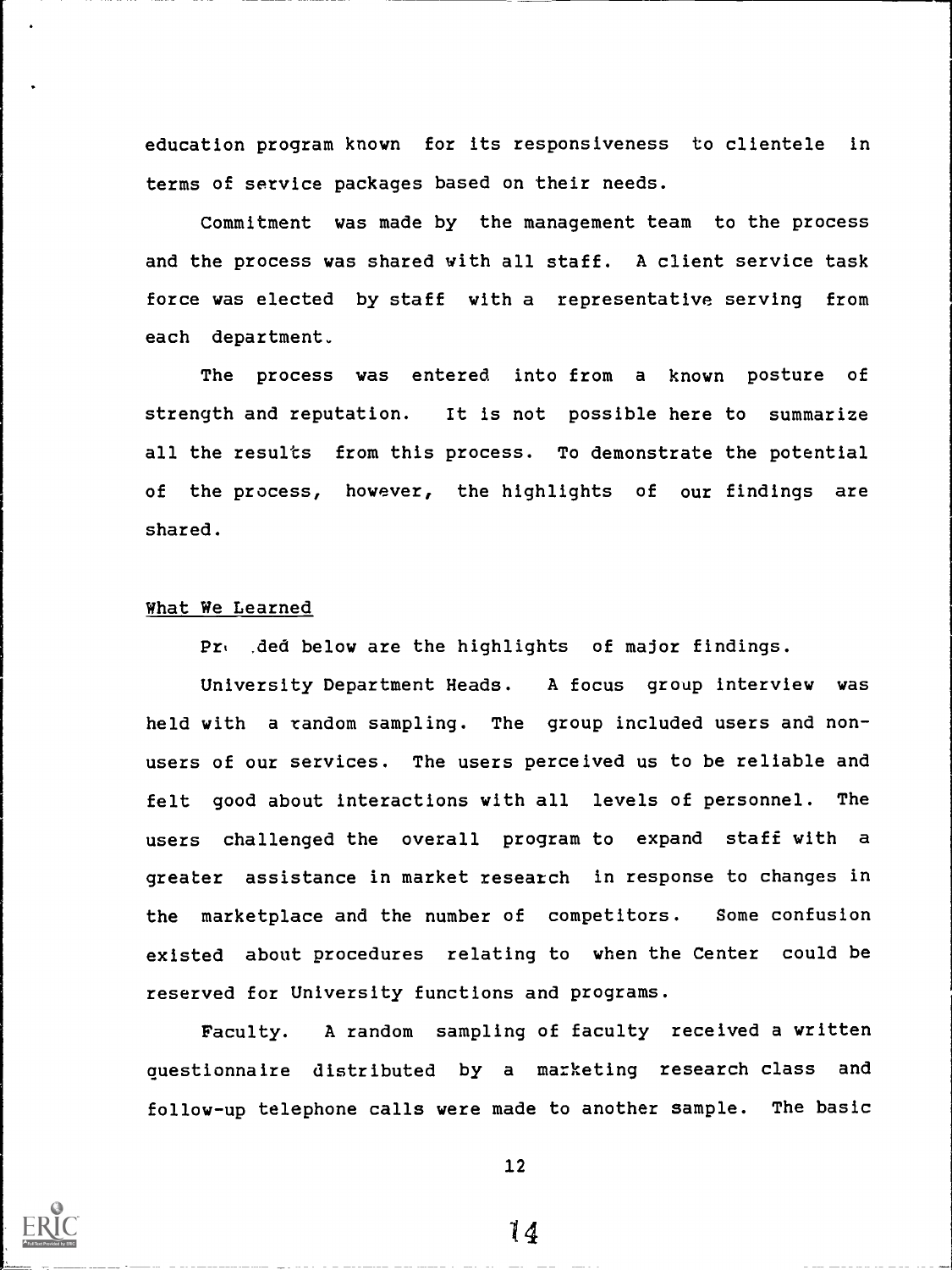education program known for its responsiveness to clientele in terms of service packages based on their needs.

Commitment was made by the management team to the process and the process was shared with all staff. A client service task force was elected by staff with a representative serving from each department.

The process was entered into from a known posture of strength and reputation. It is not possible here to summarize all the results from this process. To demonstrate the potential of the process, however, the highlights of our findings are shared.

## What We Learned

Pr .ded below are the highlights of major findings.

University Department Heads. A focus group interview was held with a random sampling. The group included users and non-users of our services. The users perceived us to be reliable and felt good about interactions with all levels of personnel. The users challenged the overall program to expand staff with a greater assistance in market research in response to changes in the marketplace and the number of competitors. Some confusion existed about procedures relating to when the Center could be reserved for University functions and programs.

Faculty. A random sampling of faculty received a written questionnaire distributed by a marketing research class and follow-up telephone calls were made to another sample. The basic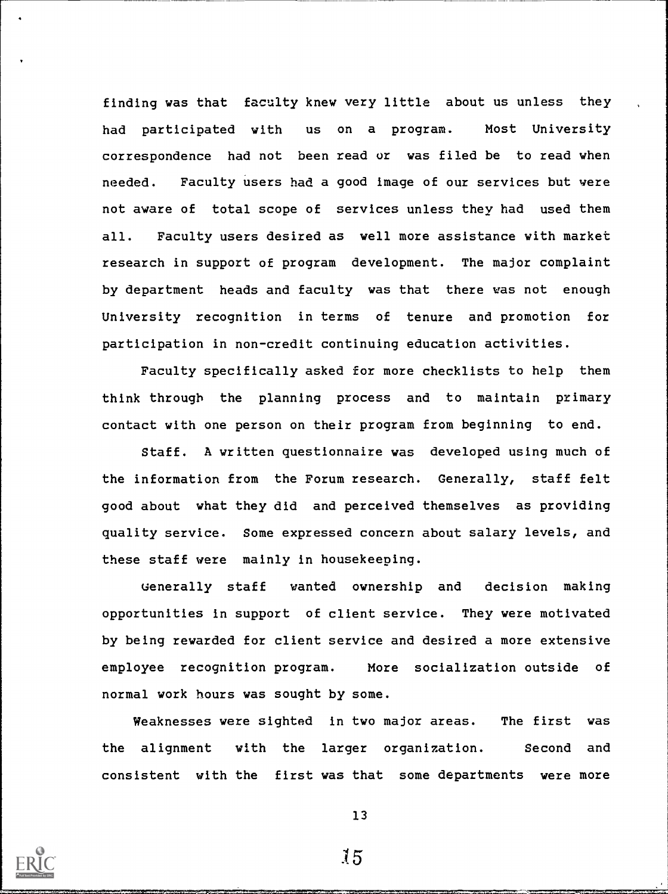finding was that faculty knew very little about us unless they had participated with us on a program. Most University correspondence had not been read or was filed be to read when needed. Faculty users had a good image of our services but were not aware of total scope of services unless they had used them all. Faculty users desired as well more assistance with market research in support of program development. The major complaint by department heads and faculty was that there was not enough University recognition in terms of tenure and promotion for participation in non-credit continuing education activities.

Faculty specifically asked for more checklists to help them think through the planning process and to maintain primary contact with one person on their program from beginning to end.

Staff. A written questionnaire was developed using much of the information from the Forum research. Generally, staff felt good about what they did and perceived themselves as providing quality service. Some expressed concern about salary levels, and these staff were mainly in housekeeping.

Generally staff wanted ownership and decision making opportunities in support of client service. They were motivated by being rewarded for client service and desired a more extensive employee recognition program. More socialization outside of normal work hours was sought by some.

Weaknesses were sighted in two major areas. The first was the alignment with the larger organization. Second and consistent with the first was that some departments were more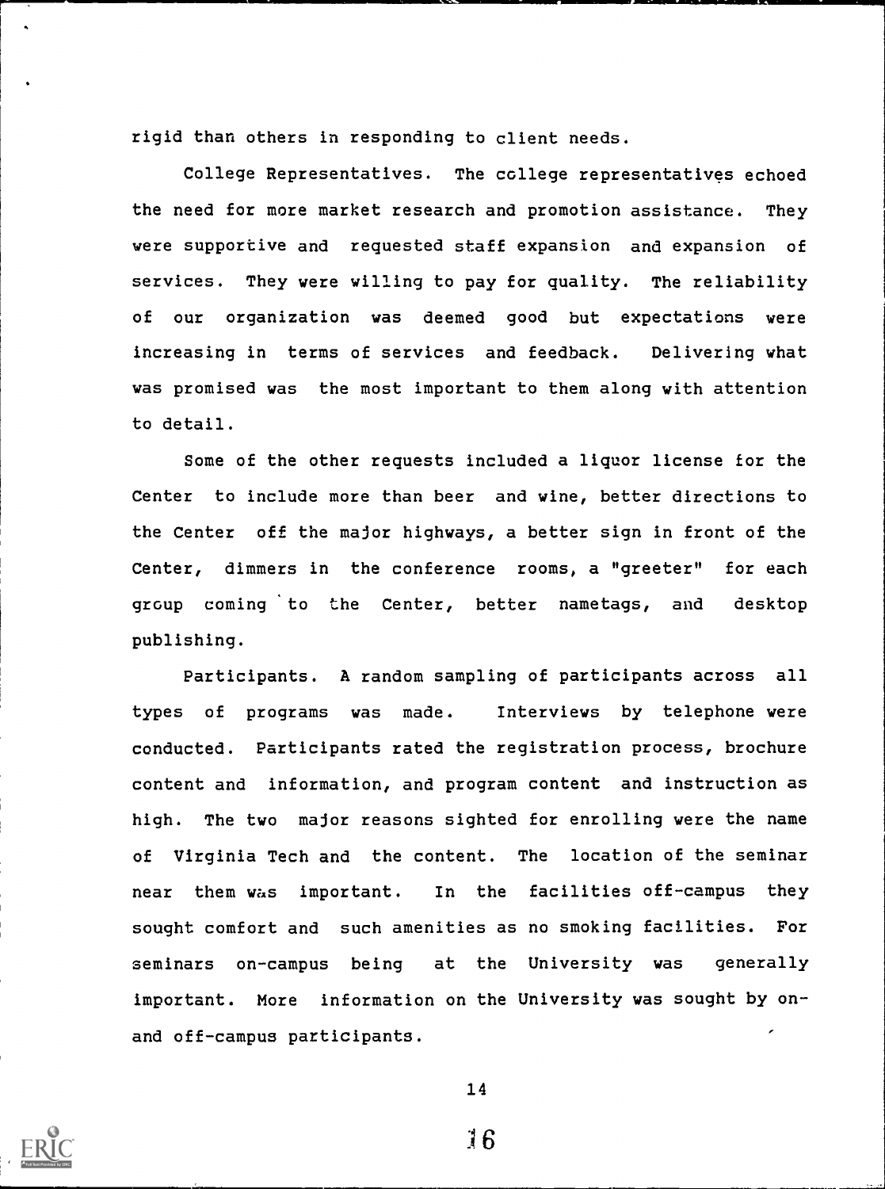rigid than others in responding to client needs.

College Representatives. The college representatives echoed the need for more market research and promotion assistance. They were supportive and requested staff expansion and expansion of services. They were willing to pay for quality. The reliability of our organization was deemed good but expectations were increasing in terms of services and feedback. Delivering what was promised was the most important to them along with attention to detail.

Some of the other requests included a liquor license for the Center to include more than beer and wine, better directions to the Center off the major highways, a better sign in front of the Center, dimmers in the conference rooms, a "greeter" for each group coming to the Center, better nametags, and desktop publishing.

Participants. A random sampling of participants across all types of programs was made. Interviews by telephone were conducted. Participants rated the registration process, brochure content and information, and program content and instruction as high. The two major reasons sighted for enrolling were the name of Virginia Tech and the content. The location of the seminar near them was important. In the facilities off-campus they sought comfort and such amenities as no smoking facilities. For seminars on-campus being at the University was generally important. More information on the University was sought by on- and off-campus participants.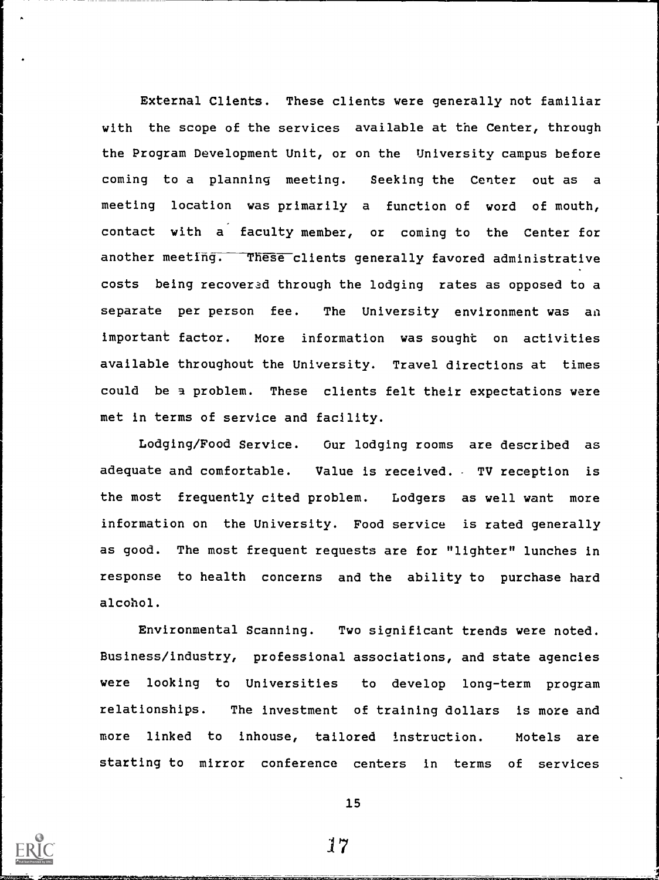External Clients. These clients were generally not familiar with the scope of the services available at the Center, through the Program Development Unit, or on the University campus before coming to a planning meeting. Seeking the Center out as a meeting location was primarily a function of word of mouth, contact with a faculty member, or coming to the Center for another meeting. These clients generally favored administrative costs being recovered through the lodging rates as opposed to a separate per person fee. The University environment was an important factor. More information was sought on activities available throughout the University. Travel directions at times could be a problem. These clients felt their expectations were met in terms of service and facility.

Lodging/Food Service. Our lodging rooms are described as adequate and comfortable. Value is received. TV reception is the most frequently cited problem. Lodgers as well want more information on the University. Food service is rated generally as good. The most frequent requests are for "lighter" lunches in response to health concerns and the ability to purchase hard alcohol.

Environmental Scanning. Two significant trends were noted. Business/industry, professional associations, and state agencies were looking to Universities to develop long-term program relationships. The investment of training dollars is more and more linked to inhouse, tailored instruction. Motels are starting to mirror conference centers in terms of services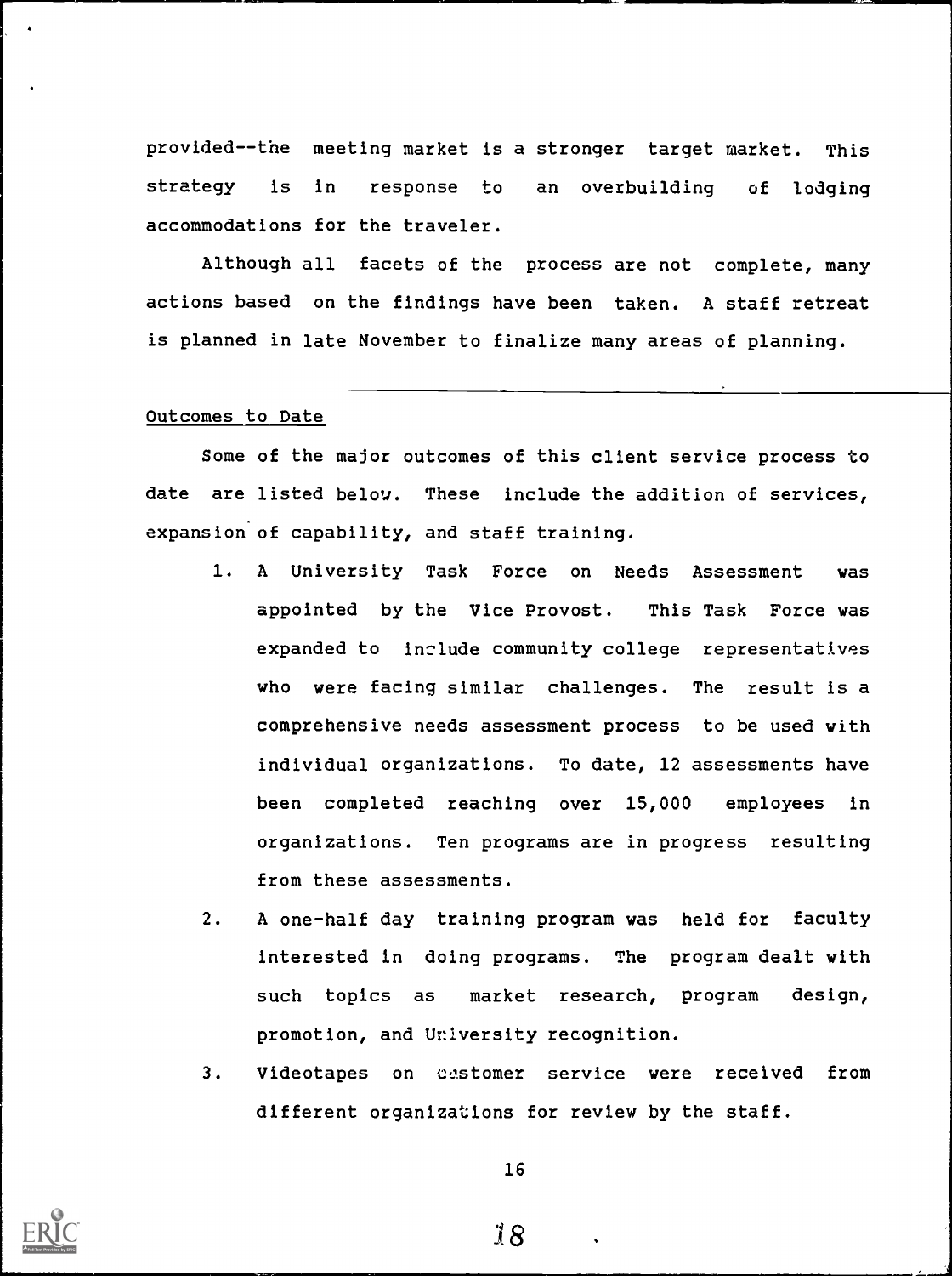provided--the meeting market is a stronger target market. This strategy is in response to an overbuilding of lodging accommodations for the traveler.

Although all facets of the process are not complete, many actions based on the findings have been taken. A staff retreat is planned in late November to finalize many areas of planning.

## Outcomes to Date

Some of the major outcomes of this client service process to date are listed below. These include the addition of services, expansion of capability, and staff training.

1. A University Task Force on Needs Assessment was appointed by the Vice Provost. This Task Force was expanded to include community college representatives who were facing similar challenges. The result is a comprehensive needs assessment process to be used with individual organizations. To date, 12 assessments have been completed reaching over 15,000 employees in organizations. Ten programs are in progress resulting from these assessments.

2. A one-half day training program was held for faculty interested in doing programs. The program dealt with such topics as market research, program design, promotion, and University recognition.

3. Videotapes on customer service were received from different organizations for review by the staff.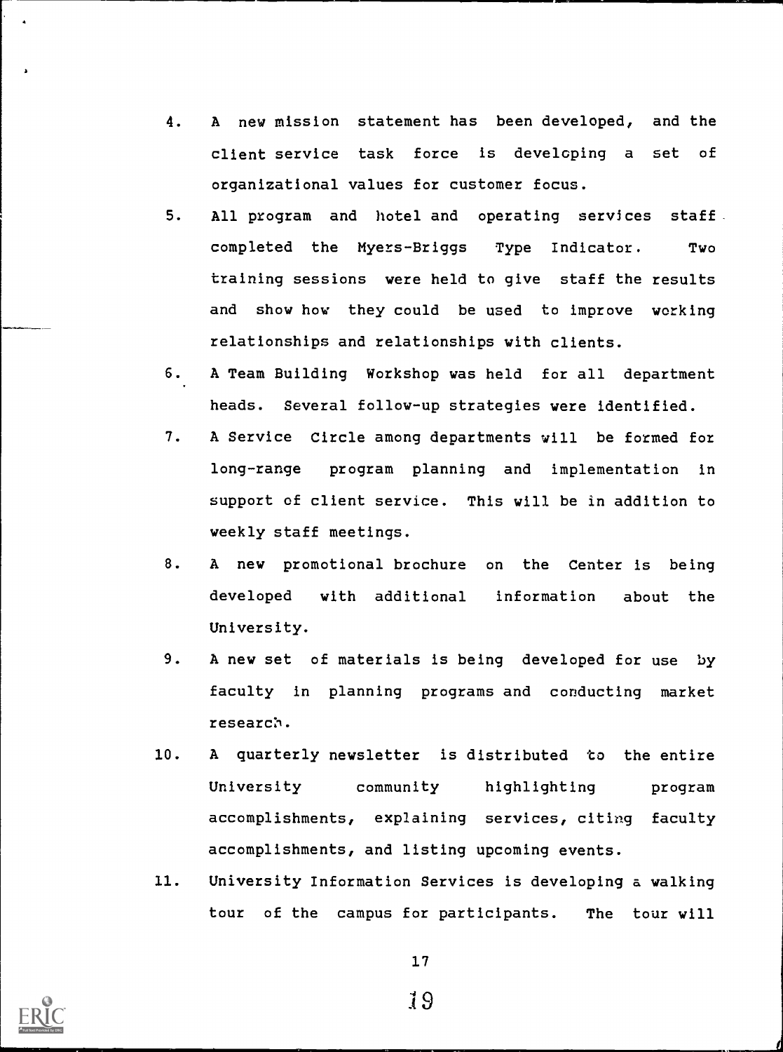4. A new mission statement has been developed, and the client service task force is developing a set of organizational values for customer focus.

5. All program and hotel and operating services staff completed the Myers-Briggs Type Indicator. Two training sessions were held to give staff the results and show how they could be used to improve working relationships and relationships with clients.

6. A Team Building Workshop was held for all department heads. Several follow-up strategies were identified.

7. A Service Circle among departments will be formed for long-range program planning and implementation in support of client service. This will be in addition to weekly staff meetings.

8. A new promotional brochure on the Center is being developed with additional information about the University.

9. A new set of materials is being developed for use by faculty in planning programs and conducting market research.

10. A quarterly newsletter is distributed to the entire University community highlighting program accomplishments, explaining services, citing faculty accomplishments, and listing upcoming events.

11. University Information Services is developing a walking tour of the campus for participants. The tour will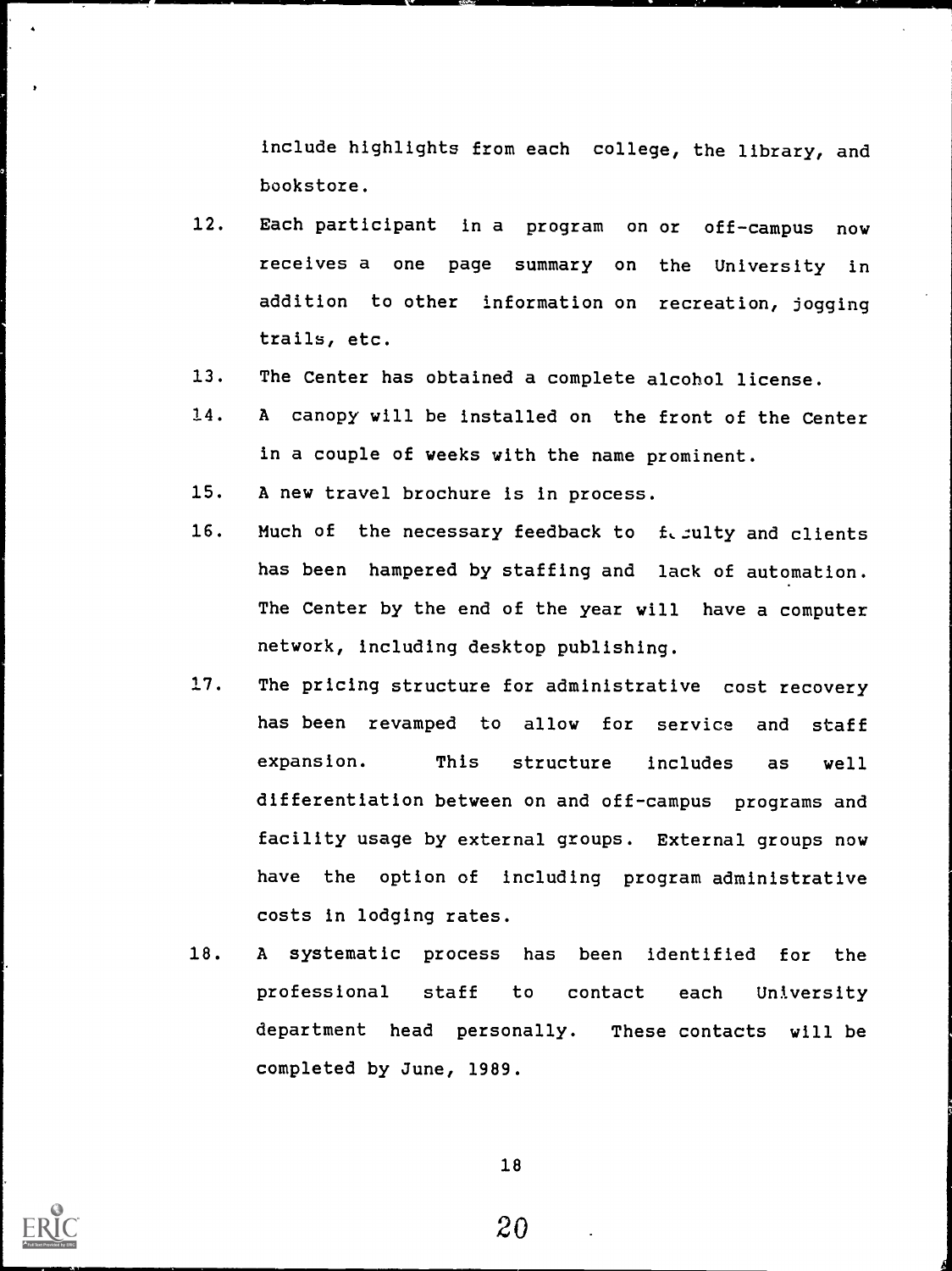include highlights from each college, the library, and bookstore.

12. Each participant in a program on or off-campus now receives a one page summary on the University in addition to other information on recreation, jogging trails, etc.
13. The Center has obtained a complete alcohol license.
14. A canopy will be installed on the front of the Center in a couple of weeks with the name prominent.
15. A new travel brochure is in process.
16. Much of the necessary feedback to faculty and clients has been hampered by staffing and lack of automation. The Center by the end of the year will have a computer network, including desktop publishing.
17. The pricing structure for administrative cost recovery has been revamped to allow for service and staff expansion. This structure includes as well differentiation between on and off-campus programs and facility usage by external groups. External groups now have the option of including program administrative costs in lodging rates.
18. A systematic process has been identified for the professional staff to contact each University department head personally. These contacts will be completed by June, 1989.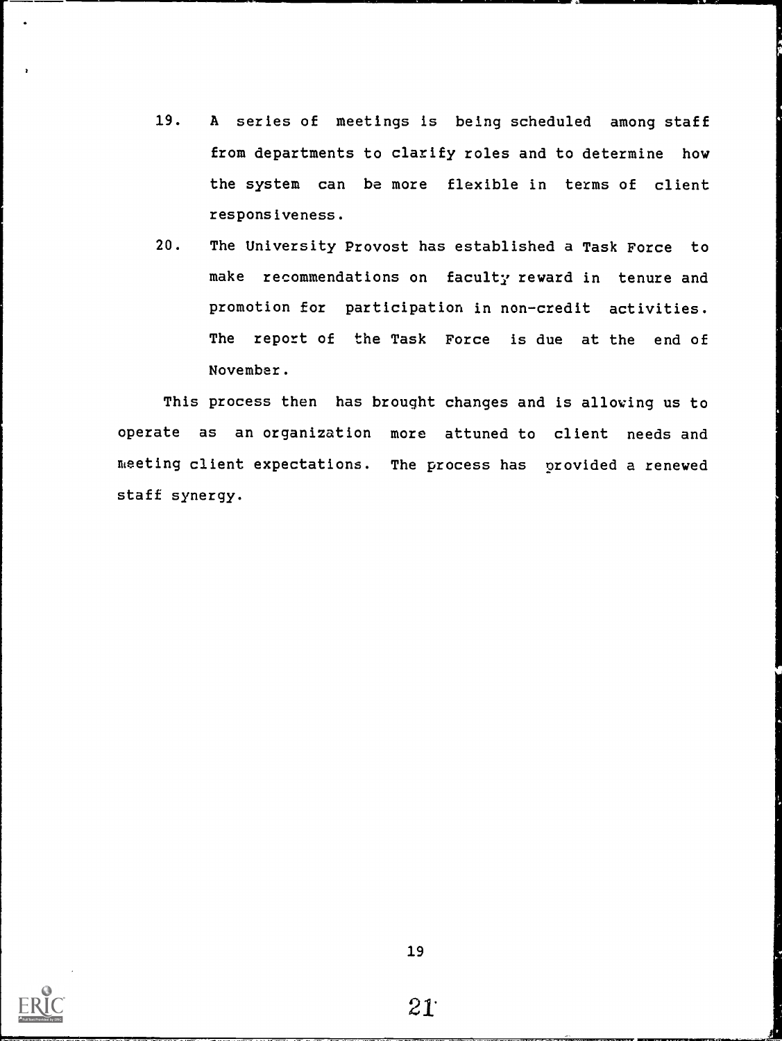19. A series of meetings is being scheduled among staff from departments to clarify roles and to determine how the system can be more flexible in terms of client responsiveness.

20. The University Provost has established a Task Force to make recommendations on faculty reward in tenure and promotion for participation in non-credit activities. The report of the Task Force is due at the end of November.

This process then has brought changes and is allowing us to operate as an organization more attuned to client needs and meeting client expectations. The process has provided a renewed staff synergy.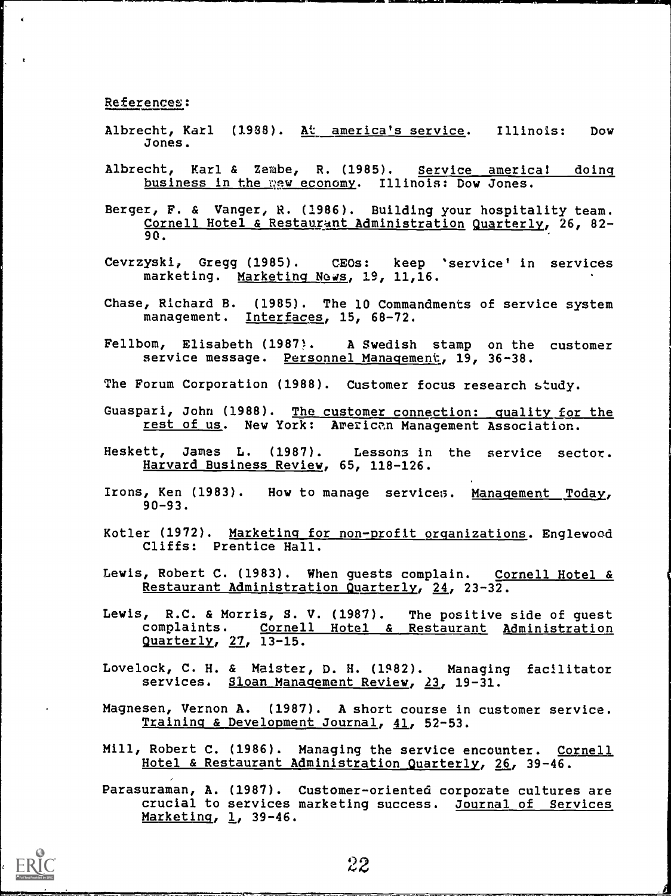References:

Albrecht, Karl (1988). At america's service. Illinois: Dow Jones.

Albrecht, Karl & Zembe, R. (1985). Service america! doing business in the new economy. Illinois: Dow Jones.

Berger, F. & Vanger, R. (1986). Building your hospitality team. Cornell Hotel & Restaurant Administration Quarterly, 26, 82-90.

Cevrzyski, Gregg (1985). CEOs: keep 'service' in services marketing. Marketing News, 19, 11,16.

Chase, Richard B. (1985). The 10 Commandments of service system management. Interfaces, 15, 68-72.

Fellbom, Elisabeth (1987). A Swedish stamp on the customer service message. Personnel Management, 19, 36-38.

The Forum Corporation (1988). Customer focus research study.

Guaspari, John (1988). The customer connection: quality for the rest of us. New York: American Management Association.

Heskett, James L. (1987). Lessons in the service sector. Harvard Business Review, 65, 118-126.

Irons, Ken (1983). How to manage services. Management Today, 90-93.

Kotler (1972). Marketing for non-profit organizations. Englewood Cliffs: Prentice Hall.

Lewis, Robert C. (1983). When guests complain. Cornell Hotel & Restaurant Administration Quarterly, 24, 23-32.

Lewis, R.C. & Morris, S. V. (1987). The positive side of guest complaints. Cornell Hotel & Restaurant Administration Quarterly, 27, 13-15.

Lovelock, C. H. & Maister, D. H. (1982). Managing facilitator services. Sloan Management Review, 23, 19-31.

Magnesen, Vernon A. (1987). A short course in customer service. Training & Development Journal, 41, 52-53.

Mill, Robert C. (1986). Managing the service encounter. Cornell Hotel & Restaurant Administration Quarterly, 26, 39-46.

Parasuraman, A. (1987). Customer-oriented corporate cultures are crucial to services marketing success. Journal of Services Marketing, 1, 39-46.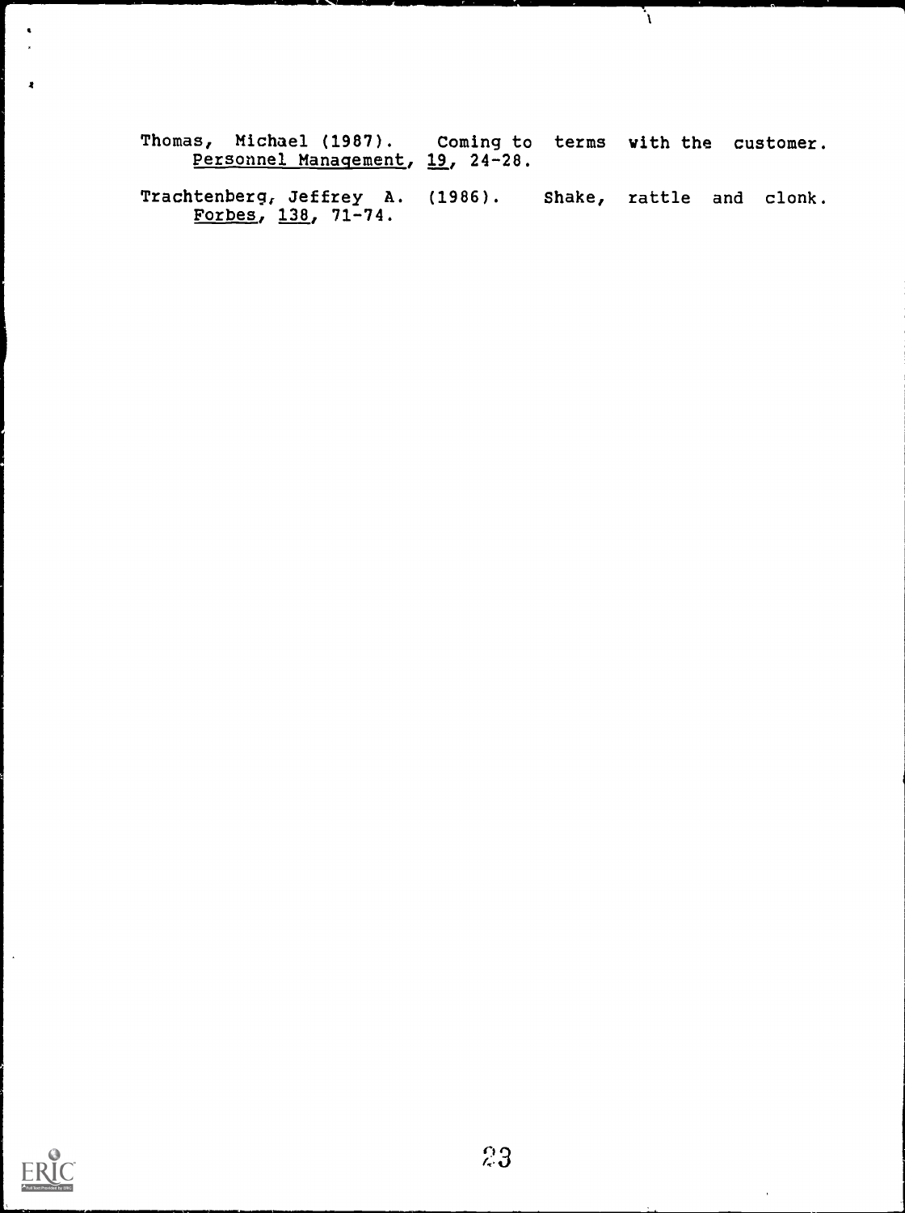Thomas, Michael (1987). Coming to terms with the customer. <u>Personnel Management</u>, <u>19</u>, 24-28.

Trachtenberg, Jeffrey A. (1986). Shake, rattle and clonk. <u>Forbes</u>, <u>138</u>, 71-74.